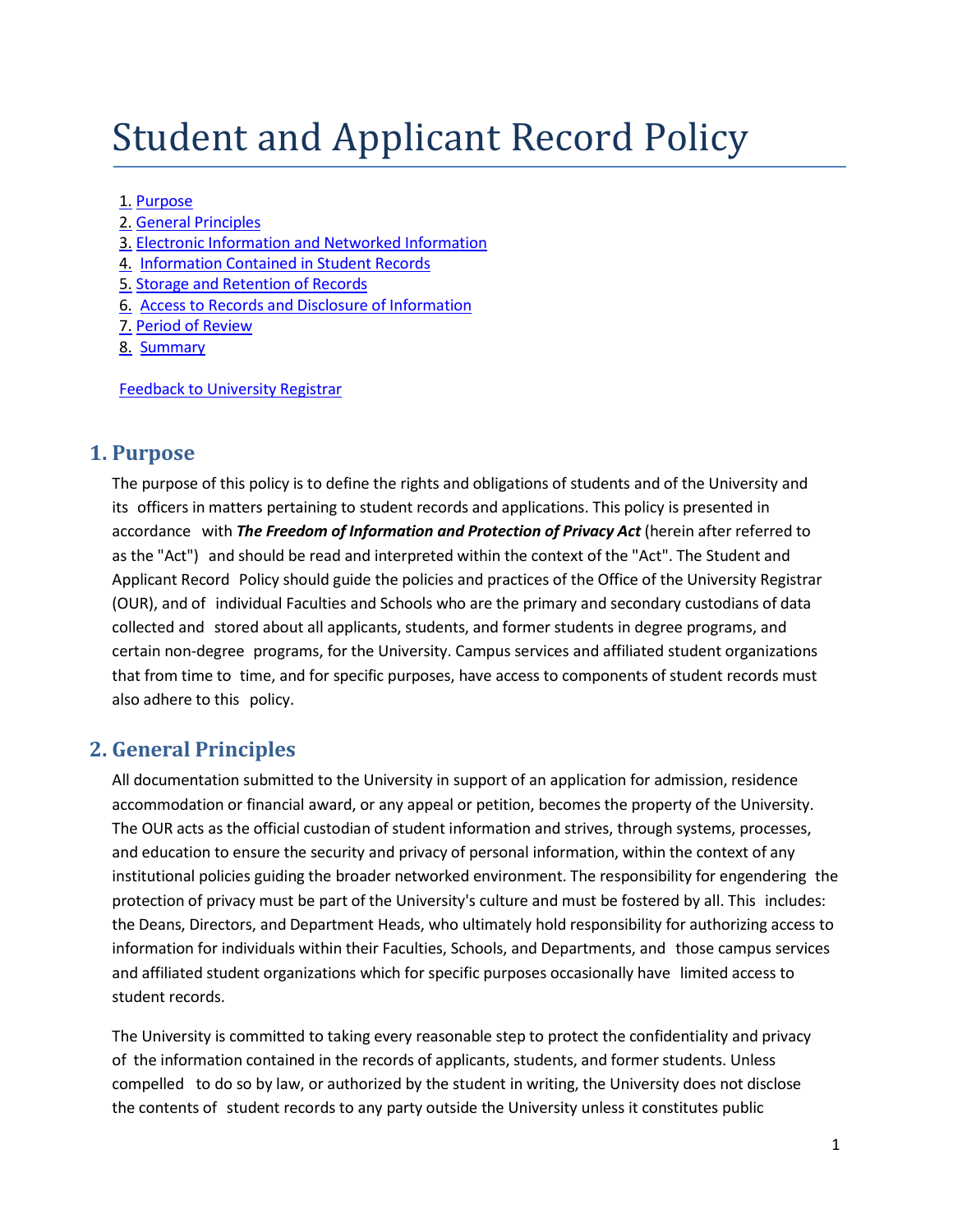# Student and Applicant Record Policy

1. Purpose
2. General Principles
3. Electronic Information and Networked Information
4. Information Contained in Student Records
5. Storage and Retention of Records
6. Access to Records and Disclosure of Information
7. Period of Review
8. Summary

Feedback to University Registrar

## 1. Purpose

The purpose of this policy is to define the rights and obligations of students and of the University and its officers in matters pertaining to student records and applications. This policy is presented in accordance with ***The Freedom of Information and Protection of Privacy Act*** (herein after referred to as the "Act") and should be read and interpreted within the context of the "Act". The Student and Applicant Record Policy should guide the policies and practices of the Office of the University Registrar (OUR), and of individual Faculties and Schools who are the primary and secondary custodians of data collected and stored about all applicants, students, and former students in degree programs, and certain non-degree programs, for the University. Campus services and affiliated student organizations that from time to time, and for specific purposes, have access to components of student records must also adhere to this policy.

## 2. General Principles

All documentation submitted to the University in support of an application for admission, residence accommodation or financial award, or any appeal or petition, becomes the property of the University. The OUR acts as the official custodian of student information and strives, through systems, processes, and education to ensure the security and privacy of personal information, within the context of any institutional policies guiding the broader networked environment. The responsibility for engendering the protection of privacy must be part of the University's culture and must be fostered by all. This includes: the Deans, Directors, and Department Heads, who ultimately hold responsibility for authorizing access to information for individuals within their Faculties, Schools, and Departments, and those campus services and affiliated student organizations which for specific purposes occasionally have limited access to student records.

The University is committed to taking every reasonable step to protect the confidentiality and privacy of the information contained in the records of applicants, students, and former students. Unless compelled to do so by law, or authorized by the student in writing, the University does not disclose the contents of student records to any party outside the University unless it constitutes public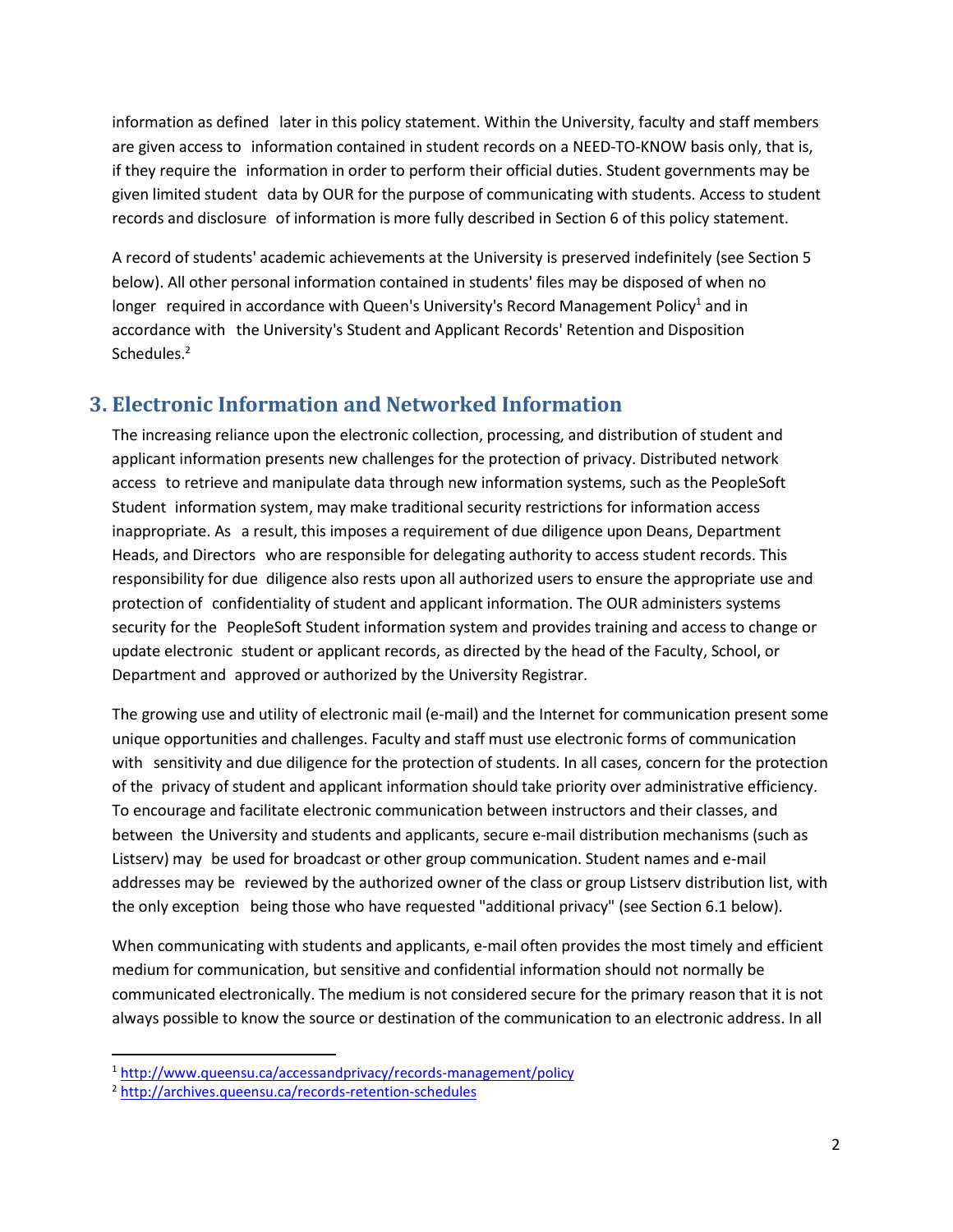information as defined later in this policy statement. Within the University, faculty and staff members are given access to information contained in student records on a NEED-TO-KNOW basis only, that is, if they require the information in order to perform their official duties. Student governments may be given limited student data by OUR for the purpose of communicating with students. Access to student records and disclosure of information is more fully described in Section 6 of this policy statement.

A record of students' academic achievements at the University is preserved indefinitely (see Section 5 below). All other personal information contained in students' files may be disposed of when no longer required in accordance with Queen's University's Record Management Policy[1] and in accordance with the University's Student and Applicant Records' Retention and Disposition Schedules.[2]

## 3. Electronic Information and Networked Information

The increasing reliance upon the electronic collection, processing, and distribution of student and applicant information presents new challenges for the protection of privacy. Distributed network access to retrieve and manipulate data through new information systems, such as the PeopleSoft Student information system, may make traditional security restrictions for information access inappropriate. As a result, this imposes a requirement of due diligence upon Deans, Department Heads, and Directors who are responsible for delegating authority to access student records. This responsibility for due diligence also rests upon all authorized users to ensure the appropriate use and protection of confidentiality of student and applicant information. The OUR administers systems security for the PeopleSoft Student information system and provides training and access to change or update electronic student or applicant records, as directed by the head of the Faculty, School, or Department and approved or authorized by the University Registrar.

The growing use and utility of electronic mail (e-mail) and the Internet for communication present some unique opportunities and challenges. Faculty and staff must use electronic forms of communication with sensitivity and due diligence for the protection of students. In all cases, concern for the protection of the privacy of student and applicant information should take priority over administrative efficiency. To encourage and facilitate electronic communication between instructors and their classes, and between the University and students and applicants, secure e-mail distribution mechanisms (such as Listserv) may be used for broadcast or other group communication. Student names and e-mail addresses may be reviewed by the authorized owner of the class or group Listserv distribution list, with the only exception being those who have requested "additional privacy" (see Section 6.1 below).

When communicating with students and applicants, e-mail often provides the most timely and efficient medium for communication, but sensitive and confidential information should not normally be communicated electronically. The medium is not considered secure for the primary reason that it is not always possible to know the source or destination of the communication to an electronic address. In all

---

[1] http://www.queensu.ca/accessandprivacy/records-management/policy

[2] http://archives.queensu.ca/records-retention-schedules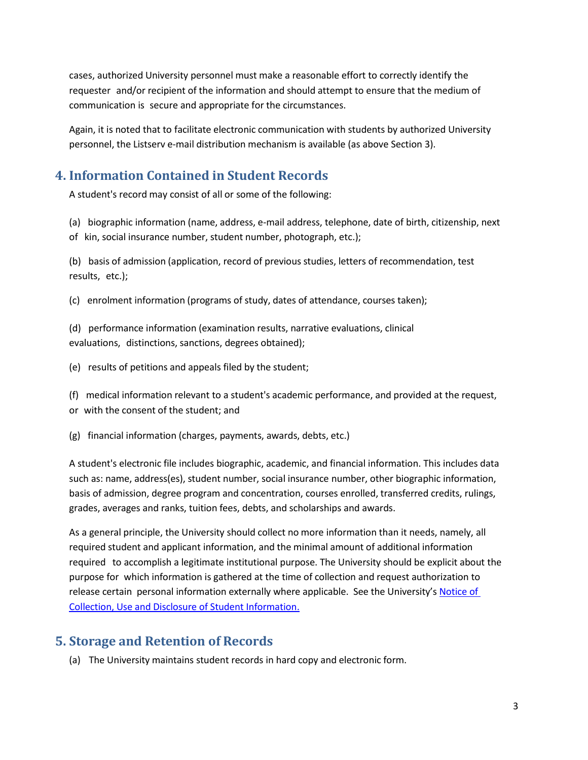cases, authorized University personnel must make a reasonable effort to correctly identify the requester and/or recipient of the information and should attempt to ensure that the medium of communication is secure and appropriate for the circumstances.

Again, it is noted that to facilitate electronic communication with students by authorized University personnel, the Listserv e-mail distribution mechanism is available (as above Section 3).

## 4. Information Contained in Student Records

A student's record may consist of all or some of the following:

(a) biographic information (name, address, e-mail address, telephone, date of birth, citizenship, next of kin, social insurance number, student number, photograph, etc.);

(b) basis of admission (application, record of previous studies, letters of recommendation, test results, etc.);

(c) enrolment information (programs of study, dates of attendance, courses taken);

(d) performance information (examination results, narrative evaluations, clinical evaluations, distinctions, sanctions, degrees obtained);

(e) results of petitions and appeals filed by the student;

(f) medical information relevant to a student's academic performance, and provided at the request, or with the consent of the student; and

(g) financial information (charges, payments, awards, debts, etc.)

A student's electronic file includes biographic, academic, and financial information. This includes data such as: name, address(es), student number, social insurance number, other biographic information, basis of admission, degree program and concentration, courses enrolled, transferred credits, rulings, grades, averages and ranks, tuition fees, debts, and scholarships and awards.

As a general principle, the University should collect no more information than it needs, namely, all required student and applicant information, and the minimal amount of additional information required to accomplish a legitimate institutional purpose. The University should be explicit about the purpose for which information is gathered at the time of collection and request authorization to release certain personal information externally where applicable. See the University's Notice of Collection, Use and Disclosure of Student Information.

## 5. Storage and Retention of Records

(a) The University maintains student records in hard copy and electronic form.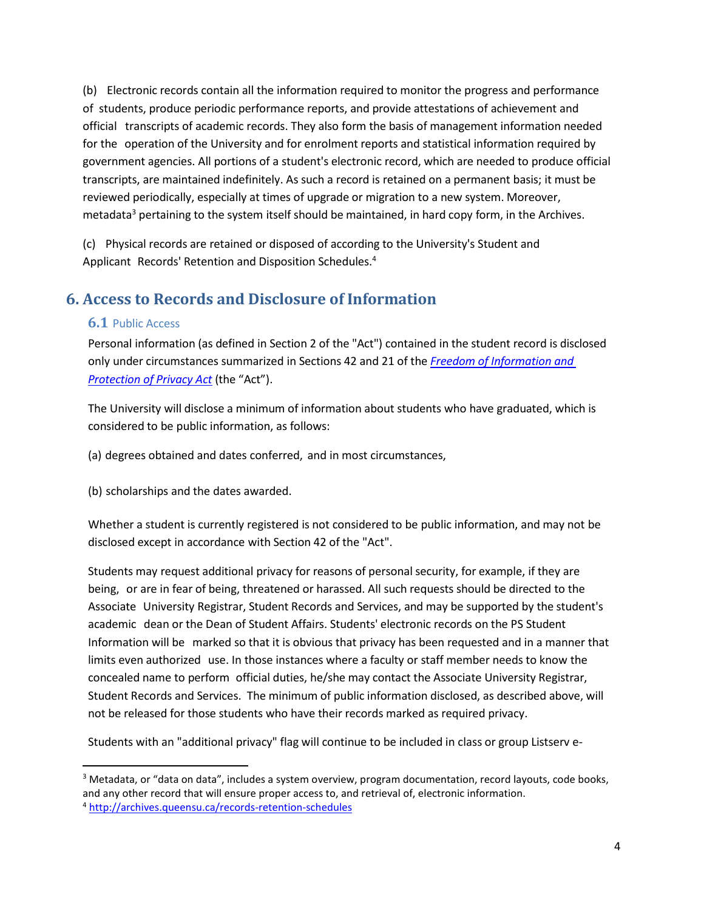(b) Electronic records contain all the information required to monitor the progress and performance of students, produce periodic performance reports, and provide attestations of achievement and official transcripts of academic records. They also form the basis of management information needed for the operation of the University and for enrolment reports and statistical information required by government agencies. All portions of a student's electronic record, which are needed to produce official transcripts, are maintained indefinitely. As such a record is retained on a permanent basis; it must be reviewed periodically, especially at times of upgrade or migration to a new system. Moreover, metadata[3] pertaining to the system itself should be maintained, in hard copy form, in the Archives.

(c) Physical records are retained or disposed of according to the University's Student and Applicant Records' Retention and Disposition Schedules.[4]

## 6. Access to Records and Disclosure of Information

### 6.1 Public Access

Personal information (as defined in Section 2 of the "Act") contained in the student record is disclosed only under circumstances summarized in Sections 42 and 21 of the *[Freedom of Information and Protection of Privacy Act](#)* (the "Act").

The University will disclose a minimum of information about students who have graduated, which is considered to be public information, as follows:

(a) degrees obtained and dates conferred, and in most circumstances,

(b) scholarships and the dates awarded.

Whether a student is currently registered is not considered to be public information, and may not be disclosed except in accordance with Section 42 of the "Act".

Students may request additional privacy for reasons of personal security, for example, if they are being, or are in fear of being, threatened or harassed. All such requests should be directed to the Associate University Registrar, Student Records and Services, and may be supported by the student's academic dean or the Dean of Student Affairs. Students' electronic records on the PS Student Information will be marked so that it is obvious that privacy has been requested and in a manner that limits even authorized use. In those instances where a faculty or staff member needs to know the concealed name to perform official duties, he/she may contact the Associate University Registrar, Student Records and Services. The minimum of public information disclosed, as described above, will not be released for those students who have their records marked as required privacy.

Students with an "additional privacy" flag will continue to be included in class or group Listserv e-

---

[3] Metadata, or "data on data", includes a system overview, program documentation, record layouts, code books, and any other record that will ensure proper access to, and retrieval of, electronic information.

[4] http://archives.queensu.ca/records-retention-schedules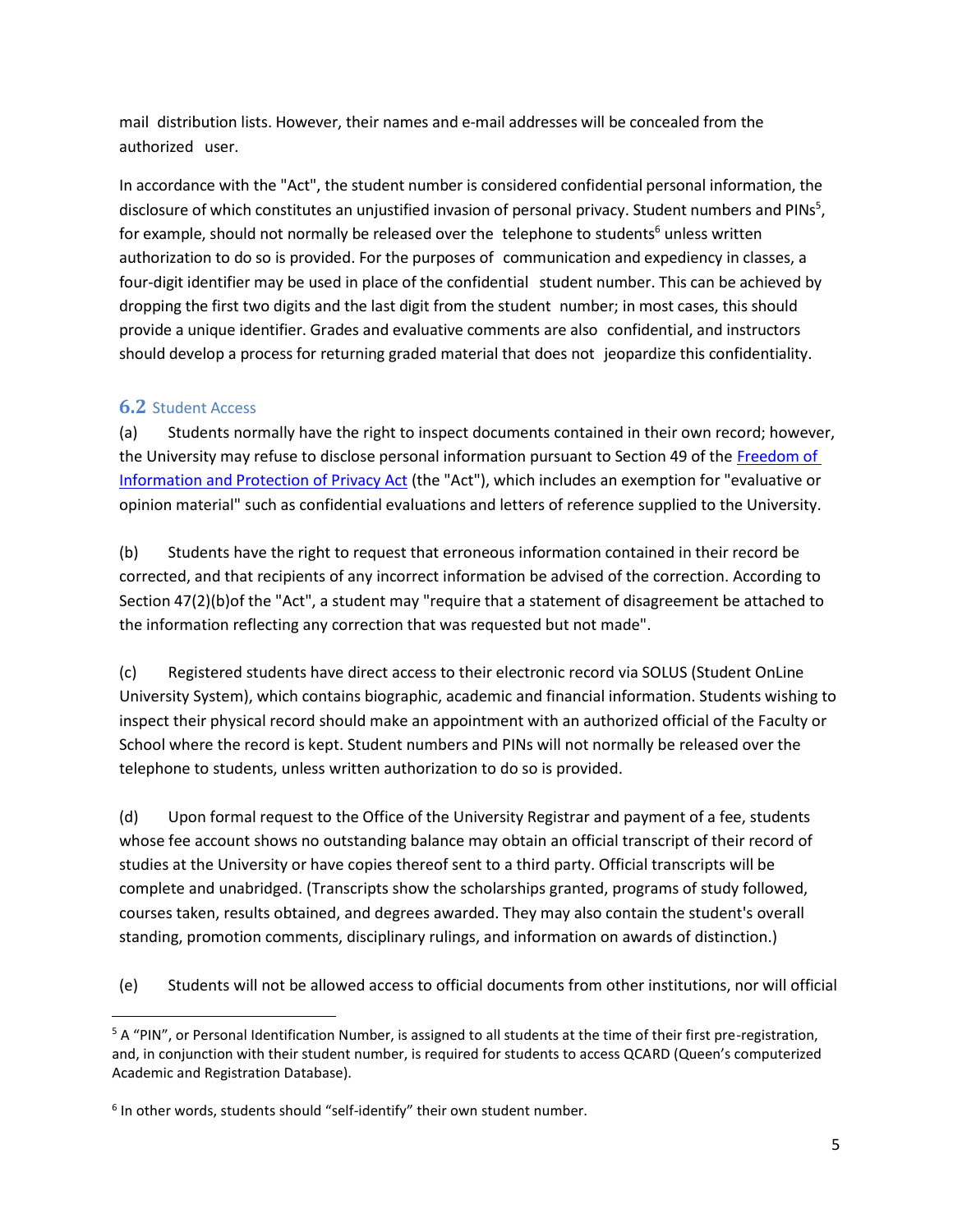mail distribution lists. However, their names and e-mail addresses will be concealed from the authorized user.

In accordance with the "Act", the student number is considered confidential personal information, the disclosure of which constitutes an unjustified invasion of personal privacy. Student numbers and PINs[5], for example, should not normally be released over the telephone to students[6] unless written authorization to do so is provided. For the purposes of communication and expediency in classes, a four-digit identifier may be used in place of the confidential student number. This can be achieved by dropping the first two digits and the last digit from the student number; in most cases, this should provide a unique identifier. Grades and evaluative comments are also confidential, and instructors should develop a process for returning graded material that does not jeopardize this confidentiality.

### 6.2 Student Access

(a) Students normally have the right to inspect documents contained in their own record; however, the University may refuse to disclose personal information pursuant to Section 49 of the Freedom of Information and Protection of Privacy Act (the "Act"), which includes an exemption for "evaluative or opinion material" such as confidential evaluations and letters of reference supplied to the University.

(b) Students have the right to request that erroneous information contained in their record be corrected, and that recipients of any incorrect information be advised of the correction. According to Section 47(2)(b)of the "Act", a student may "require that a statement of disagreement be attached to the information reflecting any correction that was requested but not made".

(c) Registered students have direct access to their electronic record via SOLUS (Student OnLine University System), which contains biographic, academic and financial information. Students wishing to inspect their physical record should make an appointment with an authorized official of the Faculty or School where the record is kept. Student numbers and PINs will not normally be released over the telephone to students, unless written authorization to do so is provided.

(d) Upon formal request to the Office of the University Registrar and payment of a fee, students whose fee account shows no outstanding balance may obtain an official transcript of their record of studies at the University or have copies thereof sent to a third party. Official transcripts will be complete and unabridged. (Transcripts show the scholarships granted, programs of study followed, courses taken, results obtained, and degrees awarded. They may also contain the student's overall standing, promotion comments, disciplinary rulings, and information on awards of distinction.)

(e) Students will not be allowed access to official documents from other institutions, nor will official

---

[5] A "PIN", or Personal Identification Number, is assigned to all students at the time of their first pre-registration, and, in conjunction with their student number, is required for students to access QCARD (Queen's computerized Academic and Registration Database).

[6] In other words, students should "self-identify" their own student number.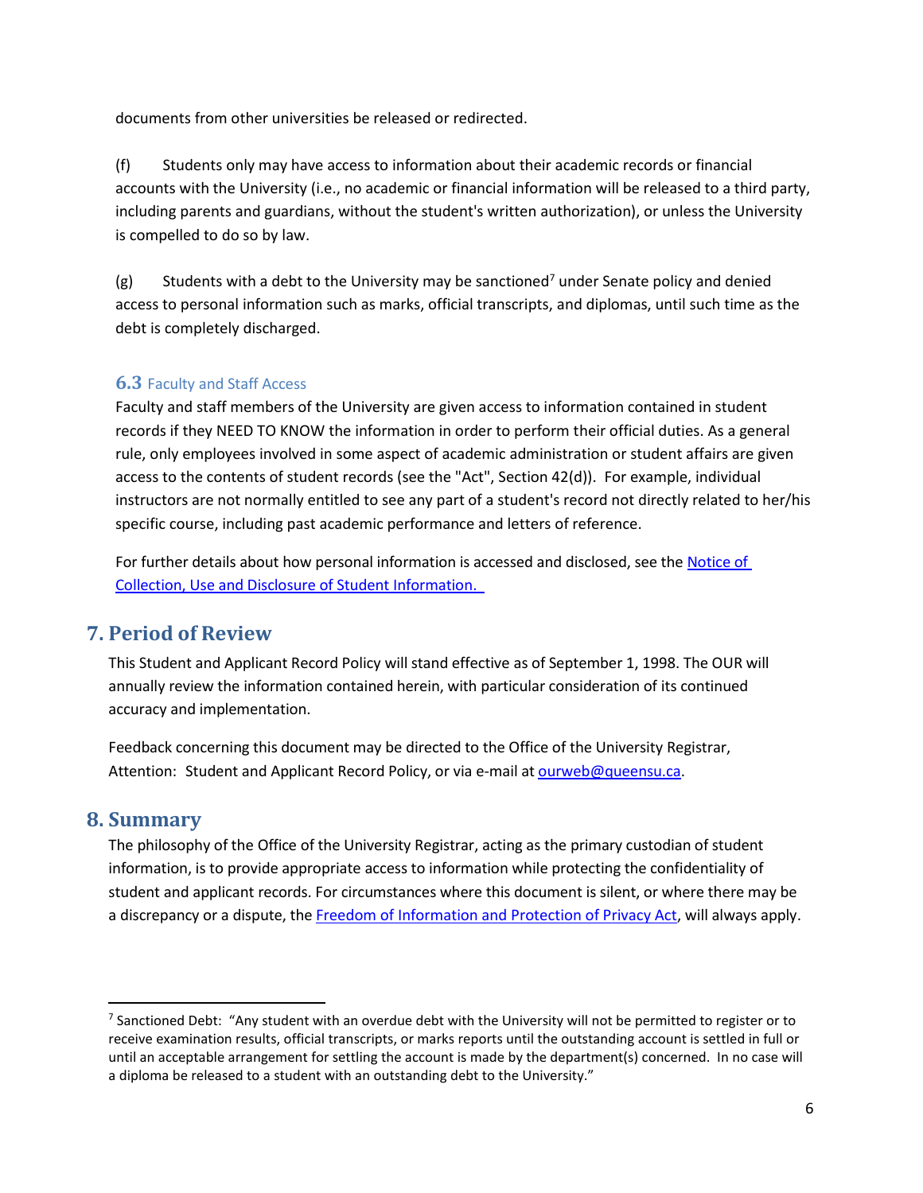documents from other universities be released or redirected.

(f) Students only may have access to information about their academic records or financial accounts with the University (i.e., no academic or financial information will be released to a third party, including parents and guardians, without the student's written authorization), or unless the University is compelled to do so by law.

(g) Students with a debt to the University may be sanctioned[7] under Senate policy and denied access to personal information such as marks, official transcripts, and diplomas, until such time as the debt is completely discharged.

### 6.3 Faculty and Staff Access

Faculty and staff members of the University are given access to information contained in student records if they NEED TO KNOW the information in order to perform their official duties. As a general rule, only employees involved in some aspect of academic administration or student affairs are given access to the contents of student records (see the "Act", Section 42(d)). For example, individual instructors are not normally entitled to see any part of a student's record not directly related to her/his specific course, including past academic performance and letters of reference.

For further details about how personal information is accessed and disclosed, see the [Notice of Collection, Use and Disclosure of Student Information.]()

## 7. Period of Review

This Student and Applicant Record Policy will stand effective as of September 1, 1998. The OUR will annually review the information contained herein, with particular consideration of its continued accuracy and implementation.

Feedback concerning this document may be directed to the Office of the University Registrar, Attention: Student and Applicant Record Policy, or via e-mail at ourweb@queensu.ca.

## 8. Summary

The philosophy of the Office of the University Registrar, acting as the primary custodian of student information, is to provide appropriate access to information while protecting the confidentiality of student and applicant records. For circumstances where this document is silent, or where there may be a discrepancy or a dispute, the [Freedom of Information and Protection of Privacy Act](), will always apply.

---

[7] Sanctioned Debt: "Any student with an overdue debt with the University will not be permitted to register or to receive examination results, official transcripts, or marks reports until the outstanding account is settled in full or until an acceptable arrangement for settling the account is made by the department(s) concerned. In no case will a diploma be released to a student with an outstanding debt to the University."